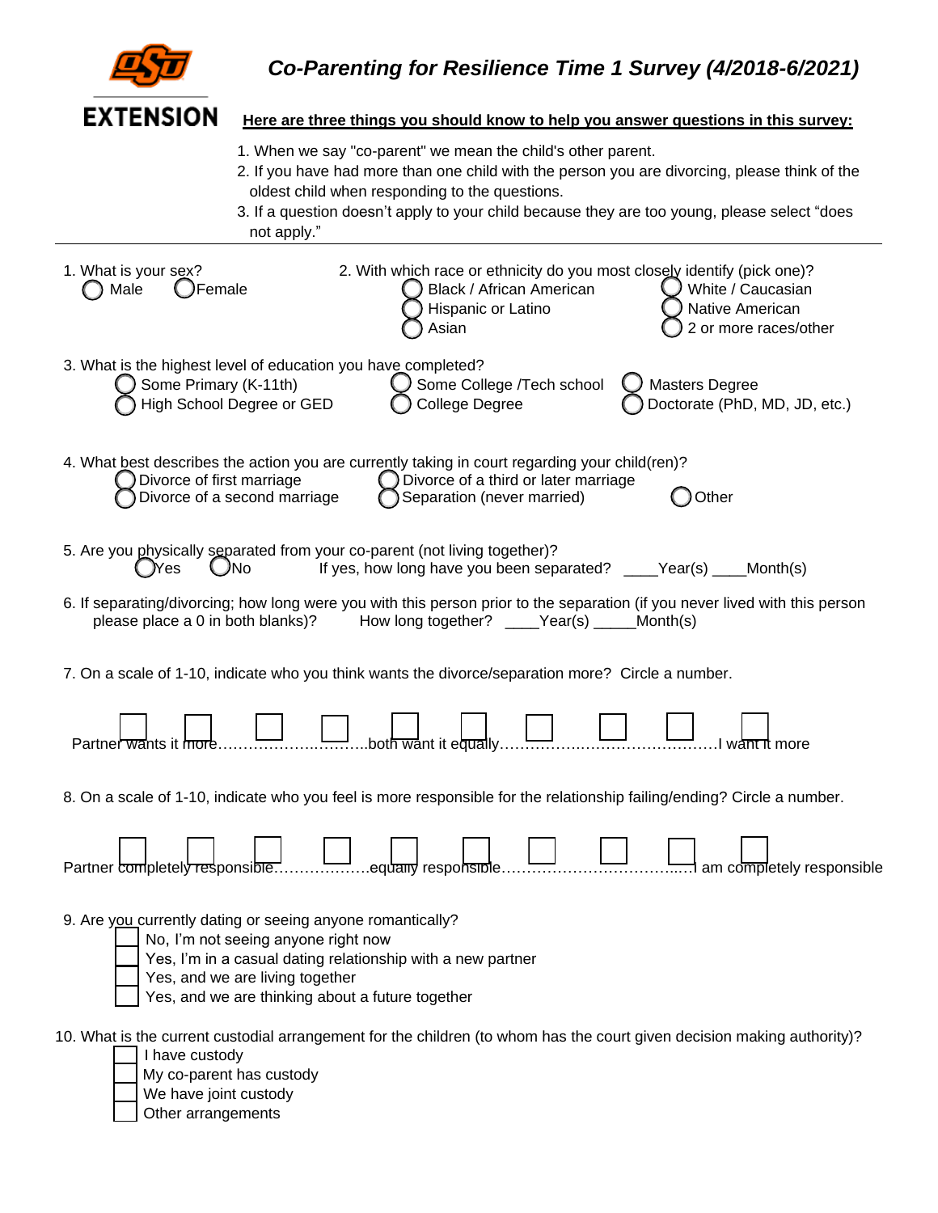# Co-Parenting for Resilience Time 1 Survey (4/2018-6/2021)

EXTENSION

**Here are three things you should know to help you answer questions in this survey:**

1. When we say "co-parent" we mean the child's other parent.
2. If you have had more than one child with the person you are divorcing, please think of the oldest child when responding to the questions.
3. If a question doesn't apply to your child because they are too young, please select "does not apply."

---

1. What is your sex?
   - ○ Male
   - ○ Female

2. With which race or ethnicity do you most closely identify (pick one)?
   - ○ Black / African American
   - ○ Hispanic or Latino
   - ○ Asian
   - ○ White / Caucasian
   - ○ Native American
   - ○ 2 or more races/other

3. What is the highest level of education you have completed?
   - ○ Some Primary (K-11th)
   - ○ High School Degree or GED
   - ○ Some College /Tech school
   - ○ College Degree
   - ○ Masters Degree
   - ○ Doctorate (PhD, MD, JD, etc.)

4. What best describes the action you are currently taking in court regarding your child(ren)?
   - ○ Divorce of first marriage
   - ○ Divorce of a second marriage
   - ○ Divorce of a third or later marriage
   - ○ Separation (never married)
   - ○ Other

5. Are you physically separated from your co-parent (not living together)?
   - ○ Yes
   - ○ No

   If yes, how long have you been separated? ____Year(s) ____Month(s)

6. If separating/divorcing; how long were you with this person prior to the separation (if you never lived with this person please place a 0 in both blanks)? How long together? ____Year(s) _____Month(s)

7. On a scale of 1-10, indicate who you think wants the divorce/separation more? Circle a number.

   Partner wants it more ☐ ☐ ☐ ☐ …both want it equally ☐ ☐ ☐ ☐ ☐ ☐ …I want it more

8. On a scale of 1-10, indicate who you feel is more responsible for the relationship failing/ending? Circle a number.

   Partner completely responsible ☐ ☐ ☐ ☐ …equally responsible ☐ ☐ ☐ ☐ ☐ ☐ …I am completely responsible

9. Are you currently dating or seeing anyone romantically?
   - ☐ No, I'm not seeing anyone right now
   - ☐ Yes, I'm in a casual dating relationship with a new partner
   - ☐ Yes, and we are living together
   - ☐ Yes, and we are thinking about a future together

10. What is the current custodial arrangement for the children (to whom has the court given decision making authority)?
    - ☐ I have custody
    - ☐ My co-parent has custody
    - ☐ We have joint custody
    - ☐ Other arrangements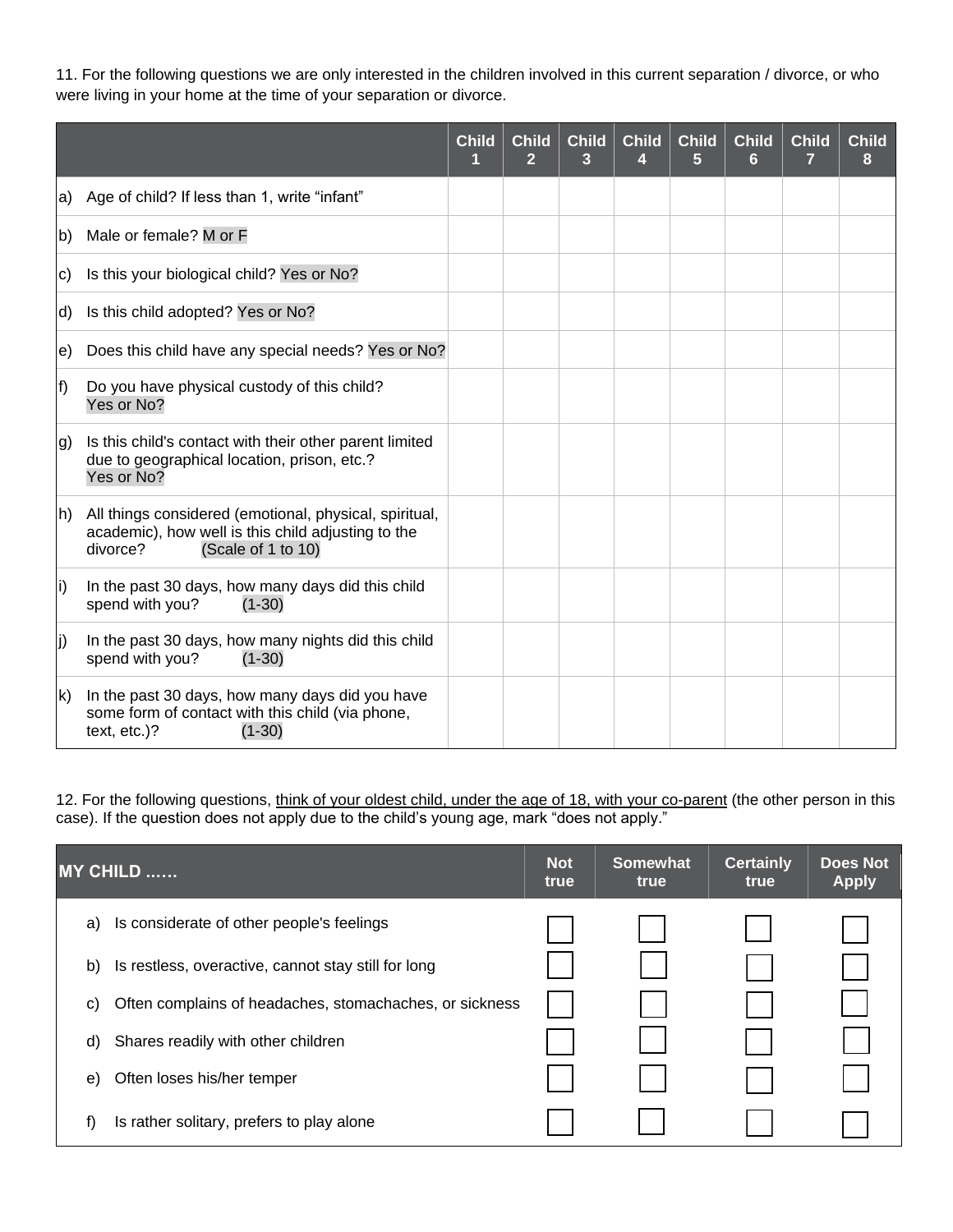11. For the following questions we are only interested in the children involved in this current separation / divorce, or who were living in your home at the time of your separation or divorce.

| | Child 1 | Child 2 | Child 3 | Child 4 | Child 5 | Child 6 | Child 7 | Child 8 |
|---|---|---|---|---|---|---|---|---|
| a) Age of child? If less than 1, write "infant" | | | | | | | | |
| b) Male or female? M or F | | | | | | | | |
| c) Is this your biological child? Yes or No? | | | | | | | | |
| d) Is this child adopted? Yes or No? | | | | | | | | |
| e) Does this child have any special needs? Yes or No? | | | | | | | | |
| f) Do you have physical custody of this child? Yes or No? | | | | | | | | |
| g) Is this child's contact with their other parent limited due to geographical location, prison, etc.? Yes or No? | | | | | | | | |
| h) All things considered (emotional, physical, spiritual, academic), how well is this child adjusting to the divorce? (Scale of 1 to 10) | | | | | | | | |
| i) In the past 30 days, how many days did this child spend with you? (1-30) | | | | | | | | |
| j) In the past 30 days, how many nights did this child spend with you? (1-30) | | | | | | | | |
| k) In the past 30 days, how many days did you have some form of contact with this child (via phone, text, etc.)? (1-30) | | | | | | | | |

12. For the following questions, <u>think of your oldest child, under the age of 18, with your co-parent</u> (the other person in this case). If the question does not apply due to the child's young age, mark "does not apply."

| MY CHILD …… | Not true | Somewhat true | Certainly true | Does Not Apply |
|---|---|---|---|---|
| a) Is considerate of other people's feelings | ☐ | ☐ | ☐ | ☐ |
| b) Is restless, overactive, cannot stay still for long | ☐ | ☐ | ☐ | ☐ |
| c) Often complains of headaches, stomachaches, or sickness | ☐ | ☐ | ☐ | ☐ |
| d) Shares readily with other children | ☐ | ☐ | ☐ | ☐ |
| e) Often loses his/her temper | ☐ | ☐ | ☐ | ☐ |
| f) Is rather solitary, prefers to play alone | ☐ | ☐ | ☐ | ☐ |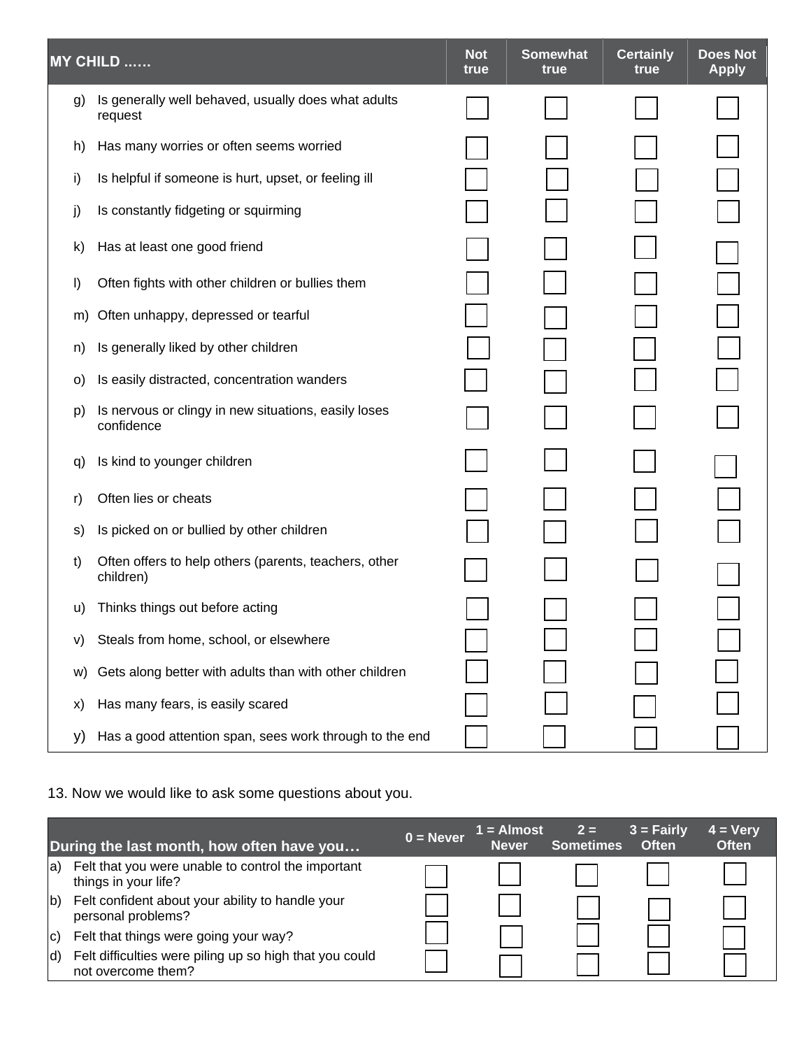| MY CHILD ...... | Not true | Somewhat true | Certainly true | Does Not Apply |
|---|---|---|---|---|
| g) Is generally well behaved, usually does what adults request | ☐ | ☐ | ☐ | ☐ |
| h) Has many worries or often seems worried | ☐ | ☐ | ☐ | ☐ |
| i) Is helpful if someone is hurt, upset, or feeling ill | ☐ | ☐ | ☐ | ☐ |
| j) Is constantly fidgeting or squirming | ☐ | ☐ | ☐ | ☐ |
| k) Has at least one good friend | ☐ | ☐ | ☐ | ☐ |
| l) Often fights with other children or bullies them | ☐ | ☐ | ☐ | ☐ |
| m) Often unhappy, depressed or tearful | ☐ | ☐ | ☐ | ☐ |
| n) Is generally liked by other children | ☐ | ☐ | ☐ | ☐ |
| o) Is easily distracted, concentration wanders | ☐ | ☐ | ☐ | ☐ |
| p) Is nervous or clingy in new situations, easily loses confidence | ☐ | ☐ | ☐ | ☐ |
| q) Is kind to younger children | ☐ | ☐ | ☐ | ☐ |
| r) Often lies or cheats | ☐ | ☐ | ☐ | ☐ |
| s) Is picked on or bullied by other children | ☐ | ☐ | ☐ | ☐ |
| t) Often offers to help others (parents, teachers, other children) | ☐ | ☐ | ☐ | ☐ |
| u) Thinks things out before acting | ☐ | ☐ | ☐ | ☐ |
| v) Steals from home, school, or elsewhere | ☐ | ☐ | ☐ | ☐ |
| w) Gets along better with adults than with other children | ☐ | ☐ | ☐ | ☐ |
| x) Has many fears, is easily scared | ☐ | ☐ | ☐ | ☐ |
| y) Has a good attention span, sees work through to the end | ☐ | ☐ | ☐ | ☐ |

13. Now we would like to ask some questions about you.

| During the last month, how often have you… | 0 = Never | 1 = Almost Never | 2 = Sometimes | 3 = Fairly Often | 4 = Very Often |
|---|---|---|---|---|---|
| a) Felt that you were unable to control the important things in your life? | ☐ | ☐ | ☐ | ☐ | ☐ |
| b) Felt confident about your ability to handle your personal problems? | ☐ | ☐ | ☐ | ☐ | ☐ |
| c) Felt that things were going your way? | ☐ | ☐ | ☐ | ☐ | ☐ |
| d) Felt difficulties were piling up so high that you could not overcome them? | ☐ | ☐ | ☐ | ☐ | ☐ |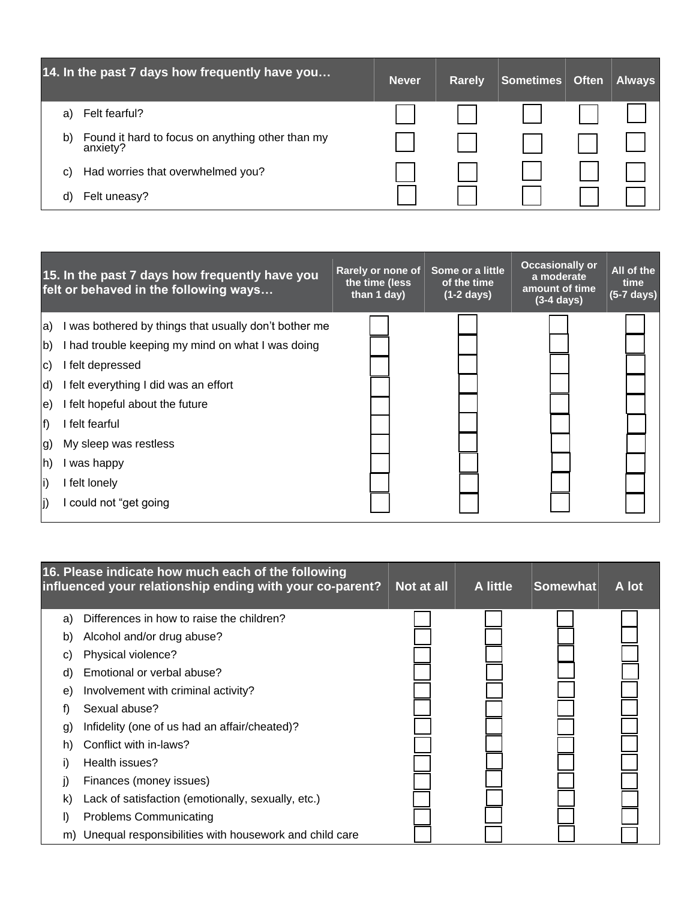| 14. In the past 7 days how frequently have you… | Never | Rarely | Sometimes | Often | Always |
|---|---|---|---|---|---|
| a) Felt fearful? | ☐ | ☐ | ☐ | ☐ | ☐ |
| b) Found it hard to focus on anything other than my anxiety? | ☐ | ☐ | ☐ | ☐ | ☐ |
| c) Had worries that overwhelmed you? | ☐ | ☐ | ☐ | ☐ | ☐ |
| d) Felt uneasy? | ☐ | ☐ | ☐ | ☐ | ☐ |

| 15. In the past 7 days how frequently have you felt or behaved in the following ways… | Rarely or none of the time (less than 1 day) | Some or a little of the time (1-2 days) | Occasionally or a moderate amount of time (3-4 days) | All of the time (5-7 days) |
|---|---|---|---|---|
| a) I was bothered by things that usually don't bother me | ☐ | ☐ | ☐ | ☐ |
| b) I had trouble keeping my mind on what I was doing | ☐ | ☐ | ☐ | ☐ |
| c) I felt depressed | ☐ | ☐ | ☐ | ☐ |
| d) I felt everything I did was an effort | ☐ | ☐ | ☐ | ☐ |
| e) I felt hopeful about the future | ☐ | ☐ | ☐ | ☐ |
| f) I felt fearful | ☐ | ☐ | ☐ | ☐ |
| g) My sleep was restless | ☐ | ☐ | ☐ | ☐ |
| h) I was happy | ☐ | ☐ | ☐ | ☐ |
| i) I felt lonely | ☐ | ☐ | ☐ | ☐ |
| j) I could not "get going | ☐ | ☐ | ☐ | ☐ |

| 16. Please indicate how much each of the following influenced your relationship ending with your co-parent? | Not at all | A little | Somewhat | A lot |
|---|---|---|---|---|
| a) Differences in how to raise the children? | ☐ | ☐ | ☐ | ☐ |
| b) Alcohol and/or drug abuse? | ☐ | ☐ | ☐ | ☐ |
| c) Physical violence? | ☐ | ☐ | ☐ | ☐ |
| d) Emotional or verbal abuse? | ☐ | ☐ | ☐ | ☐ |
| e) Involvement with criminal activity? | ☐ | ☐ | ☐ | ☐ |
| f) Sexual abuse? | ☐ | ☐ | ☐ | ☐ |
| g) Infidelity (one of us had an affair/cheated)? | ☐ | ☐ | ☐ | ☐ |
| h) Conflict with in-laws? | ☐ | ☐ | ☐ | ☐ |
| i) Health issues? | ☐ | ☐ | ☐ | ☐ |
| j) Finances (money issues) | ☐ | ☐ | ☐ | ☐ |
| k) Lack of satisfaction (emotionally, sexually, etc.) | ☐ | ☐ | ☐ | ☐ |
| l) Problems Communicating | ☐ | ☐ | ☐ | ☐ |
| m) Unequal responsibilities with housework and child care | ☐ | ☐ | ☐ | ☐ |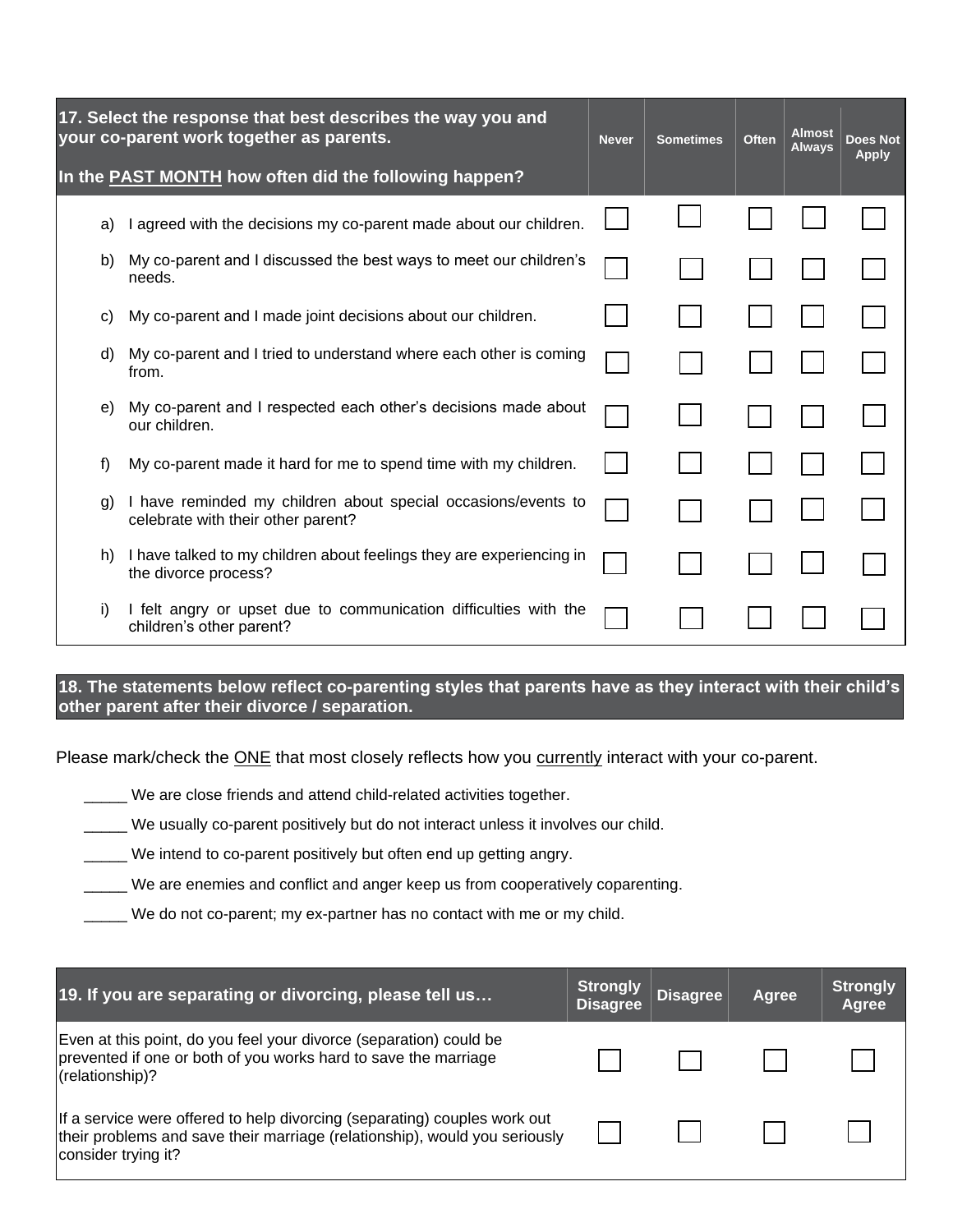| **17. Select the response that best describes the way you and your co-parent work together as parents.**<br><br>**In the <u>PAST MONTH</u> how often did the following happen?** | **Never** | **Sometimes** | **Often** | **Almost Always** | **Does Not Apply** |
|---|---|---|---|---|---|
| a) I agreed with the decisions my co-parent made about our children. | ☐ | ☐ | ☐ | ☐ | ☐ |
| b) My co-parent and I discussed the best ways to meet our children's needs. | ☐ | ☐ | ☐ | ☐ | ☐ |
| c) My co-parent and I made joint decisions about our children. | ☐ | ☐ | ☐ | ☐ | ☐ |
| d) My co-parent and I tried to understand where each other is coming from. | ☐ | ☐ | ☐ | ☐ | ☐ |
| e) My co-parent and I respected each other's decisions made about our children. | ☐ | ☐ | ☐ | ☐ | ☐ |
| f) My co-parent made it hard for me to spend time with my children. | ☐ | ☐ | ☐ | ☐ | ☐ |
| g) I have reminded my children about special occasions/events to celebrate with their other parent? | ☐ | ☐ | ☐ | ☐ | ☐ |
| h) I have talked to my children about feelings they are experiencing in the divorce process? | ☐ | ☐ | ☐ | ☐ | ☐ |
| i) I felt angry or upset due to communication difficulties with the children's other parent? | ☐ | ☐ | ☐ | ☐ | ☐ |

**18. The statements below reflect co-parenting styles that parents have as they interact with their child's other parent after their divorce / separation.**

Please mark/check the <u>ONE</u> that most closely reflects how you <u>currently</u> interact with your co-parent.

_____ We are close friends and attend child-related activities together.

_____ We usually co-parent positively but do not interact unless it involves our child.

_____ We intend to co-parent positively but often end up getting angry.

_____ We are enemies and conflict and anger keep us from cooperatively coparenting.

_____ We do not co-parent; my ex-partner has no contact with me or my child.

| **19. If you are separating or divorcing, please tell us…** | **Strongly Disagree** | **Disagree** | **Agree** | **Strongly Agree** |
|---|---|---|---|---|
| Even at this point, do you feel your divorce (separation) could be prevented if one or both of you works hard to save the marriage (relationship)? | ☐ | ☐ | ☐ | ☐ |
| If a service were offered to help divorcing (separating) couples work out their problems and save their marriage (relationship), would you seriously consider trying it? | ☐ | ☐ | ☐ | ☐ |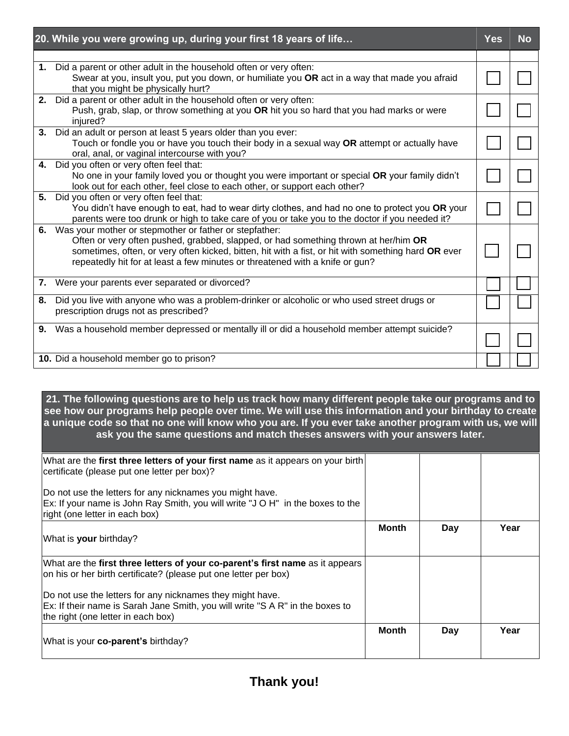| 20. While you were growing up, during your first 18 years of life… | Yes | No |
|---|---|---|
| | | |
| **1.** Did a parent or other adult in the household often or very often: Swear at you, insult you, put you down, or humiliate you **OR** act in a way that made you afraid that you might be physically hurt? | ☐ | ☐ |
| **2.** Did a parent or other adult in the household often or very often: Push, grab, slap, or throw something at you **OR** hit you so hard that you had marks or were injured? | ☐ | ☐ |
| **3.** Did an adult or person at least 5 years older than you ever: Touch or fondle you or have you touch their body in a sexual way **OR** attempt or actually have oral, anal, or vaginal intercourse with you? | ☐ | ☐ |
| **4.** Did you often or very often feel that: No one in your family loved you or thought you were important or special **OR** your family didn't look out for each other, feel close to each other, or support each other? | ☐ | ☐ |
| **5.** Did you often or very often feel that: You didn't have enough to eat, had to wear dirty clothes, and had no one to protect you **OR** your parents were too drunk or high to take care of you or take you to the doctor if you needed it? | ☐ | ☐ |
| **6.** Was your mother or stepmother or father or stepfather: Often or very often pushed, grabbed, slapped, or had something thrown at her/him **OR** sometimes, often, or very often kicked, bitten, hit with a fist, or hit with something hard **OR** ever repeatedly hit for at least a few minutes or threatened with a knife or gun? | ☐ | ☐ |
| **7.** Were your parents ever separated or divorced? | ☐ | ☐ |
| **8.** Did you live with anyone who was a problem-drinker or alcoholic or who used street drugs or prescription drugs not as prescribed? | ☐ | ☐ |
| **9.** Was a household member depressed or mentally ill or did a household member attempt suicide? | ☐ | ☐ |
| **10.** Did a household member go to prison? | ☐ | ☐ |

**21. The following questions are to help us track how many different people take our programs and to see how our programs help people over time. We will use this information and your birthday to create a unique code so that no one will know who you are. If you ever take another program with us, we will ask you the same questions and match theses answers with your answers later.**

| | | | |
|---|---|---|---|
| What are the **first three letters of your first name** as it appears on your birth certificate (please put one letter per box)?<br><br>Do not use the letters for any nicknames you might have.<br>Ex: If your name is John Ray Smith, you will write "J O H" in the boxes to the right (one letter in each box) | | | |
| What is **your** birthday? | **Month** | **Day** | **Year** |
| What are the **first three letters of your co-parent's first name** as it appears on his or her birth certificate? (please put one letter per box)<br><br>Do not use the letters for any nicknames they might have.<br>Ex: If their name is Sarah Jane Smith, you will write "S A R" in the boxes to the right (one letter in each box) | | | |
| What is your **co-parent's** birthday? | **Month** | **Day** | **Year** |

## Thank you!